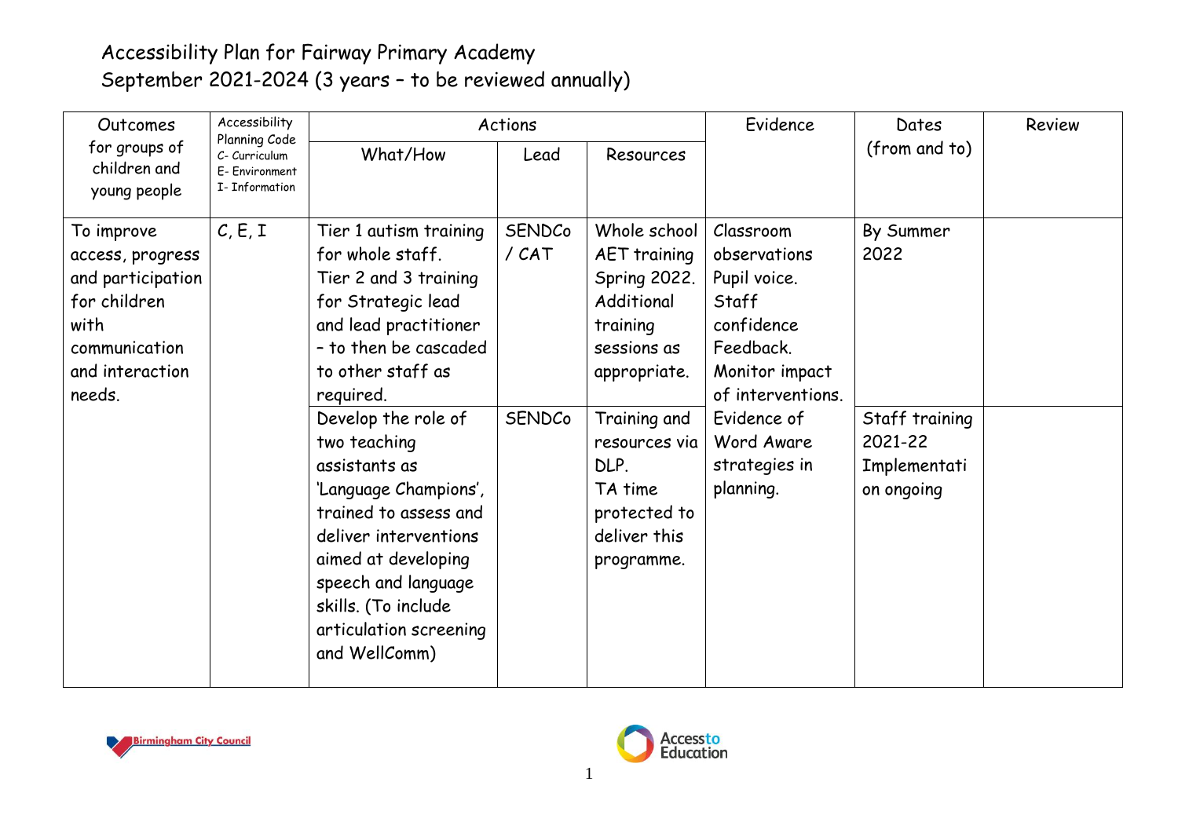# Accessibility Plan for Fairway Primary Academy
## September 2021-2024 (3 years – to be reviewed annually)

| Outcomes for groups of children and young people | Accessibility Planning Code C- Curriculum E- Environment I- Information | Actions | | | Evidence | Dates (from and to) | Review |
|---|---|---|---|---|---|---|---|
| | | What/How | Lead | Resources | | | |
| To improve access, progress and participation for children with communication and interaction needs. | C, E, I | Tier 1 autism training for whole staff. Tier 2 and 3 training for Strategic lead and lead practitioner – to then be cascaded to other staff as required. | SENDCo / CAT | Whole school AET training Spring 2022. Additional training sessions as appropriate. | Classroom observations Pupil voice. Staff confidence Feedback. Monitor impact of interventions. | By Summer 2022 | |
| | | Develop the role of two teaching assistants as 'Language Champions', trained to assess and deliver interventions aimed at developing speech and language skills. (To include articulation screening and WellComm) | SENDCo | Training and resources via DLP. TA time protected to deliver this programme. | Evidence of Word Aware strategies in planning. | Staff training 2021-22 Implementation ongoing | |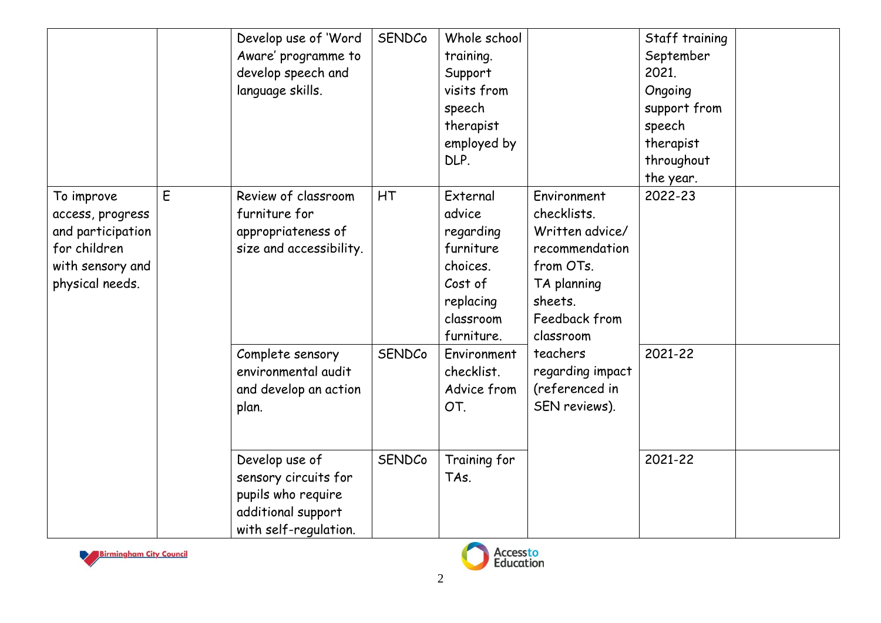|  |  | Develop use of 'Word Aware' programme to develop speech and language skills. | SENDCo | Whole school training. Support visits from speech therapist employed by DLP. |  | Staff training September 2021. Ongoing support from speech therapist throughout the year. |  |
|---|---|---|---|---|---|---|---|
| To improve access, progress and participation for children with sensory and physical needs. | E | Review of classroom furniture for appropriateness of size and accessibility. | HT | External advice regarding furniture choices. Cost of replacing classroom furniture. | Environment checklists. Written advice/ recommendation from OTs. TA planning sheets. Feedback from classroom teachers regarding impact (referenced in SEN reviews). | 2022-23 |  |
|  |  | Complete sensory environmental audit and develop an action plan. | SENDCo | Environment checklist. Advice from OT. |  | 2021-22 |  |
|  |  | Develop use of sensory circuits for pupils who require additional support with self-regulation. | SENDCo | Training for TAs. |  | 2021-22 |  |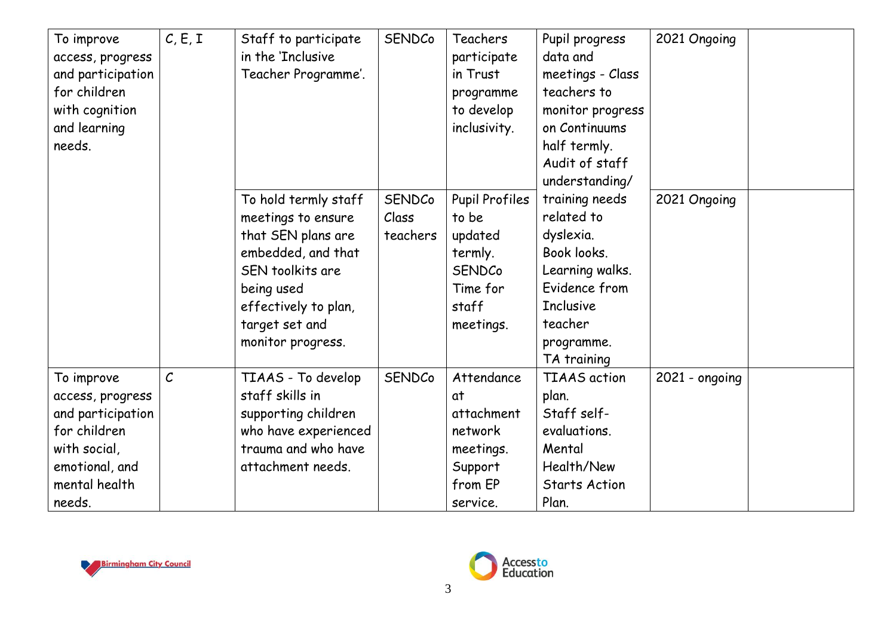| | | | | | | | |
|---|---|---|---|---|---|---|---|
| To improve access, progress and participation for children with cognition and learning needs. | C, E, I | Staff to participate in the 'Inclusive Teacher Programme'. | SENDCo | Teachers participate in Trust programme to develop inclusivity. | Pupil progress data and meetings - Class teachers to monitor progress on Continuums half termly. Audit of staff understanding/ training needs related to dyslexia. Book looks. Learning walks. Evidence from Inclusive teacher programme. TA training | 2021 Ongoing | |
| | | To hold termly staff meetings to ensure that SEN plans are embedded, and that SEN toolkits are being used effectively to plan, target set and monitor progress. | SENDCo Class teachers | Pupil Profiles to be updated termly. SENDCo Time for staff meetings. | | 2021 Ongoing | |
| To improve access, progress and participation for children with social, emotional, and mental health needs. | C | TIAAS - To develop staff skills in supporting children who have experienced trauma and who have attachment needs. | SENDCo | Attendance at attachment network meetings. Support from EP service. | TIAAS action plan. Staff self-evaluations. Mental Health/New Starts Action Plan. | 2021 - ongoing | |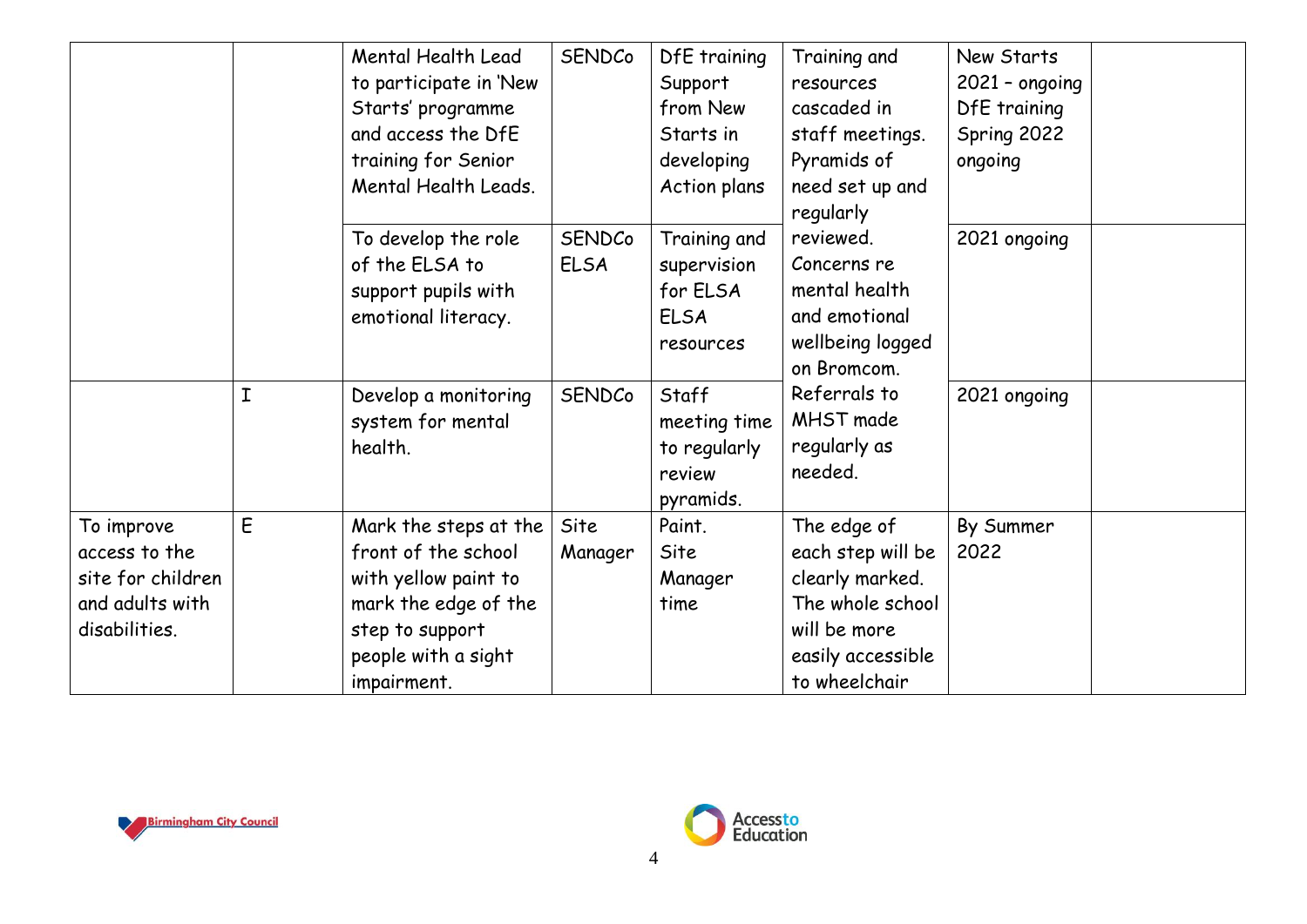| | | | | | | | |
|---|---|---|---|---|---|---|---|
| | | Mental Health Lead to participate in 'New Starts' programme and access the DfE training for Senior Mental Health Leads. | SENDCo | DfE training Support from New Starts in developing Action plans | Training and resources cascaded in staff meetings. Pyramids of need set up and regularly reviewed. Concerns re mental health and emotional wellbeing logged on Bromcom. Referrals to MHST made regularly as needed. | New Starts 2021 – ongoing DfE training Spring 2022 ongoing | |
| | | To develop the role of the ELSA to support pupils with emotional literacy. | SENDCo ELSA | Training and supervision for ELSA ELSA resources | | 2021 ongoing | |
| | I | Develop a monitoring system for mental health. | SENDCo | Staff meeting time to regularly review pyramids. | | 2021 ongoing | |
| To improve access to the site for children and adults with disabilities. | E | Mark the steps at the front of the school with yellow paint to mark the edge of the step to support people with a sight impairment. | Site Manager | Paint. Site Manager time | The edge of each step will be clearly marked. The whole school will be more easily accessible to wheelchair | By Summer 2022 | |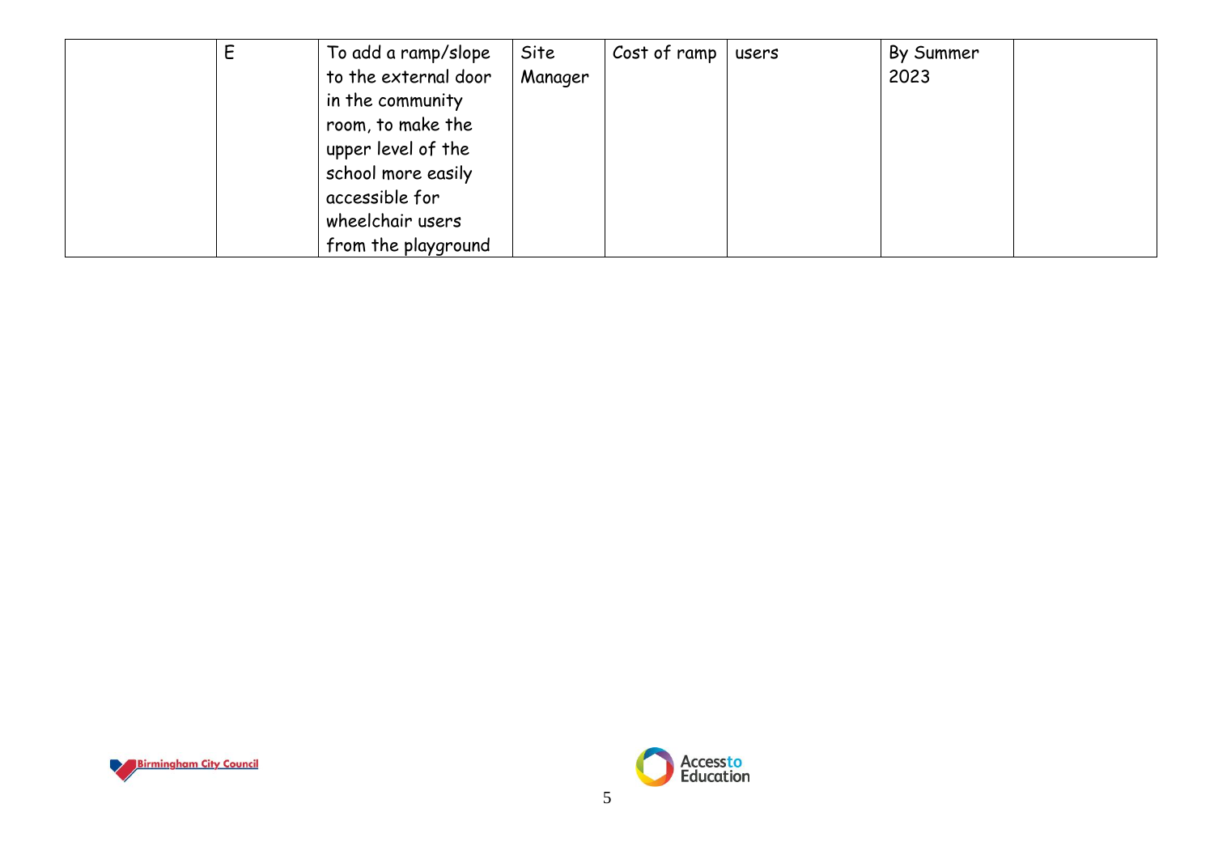| | | | | | | | |
|---|---|---|---|---|---|---|---|
| | E | To add a ramp/slope to the external door in the community room, to make the upper level of the school more easily accessible for wheelchair users from the playground | Site Manager | Cost of ramp | users | By Summer 2023 | |